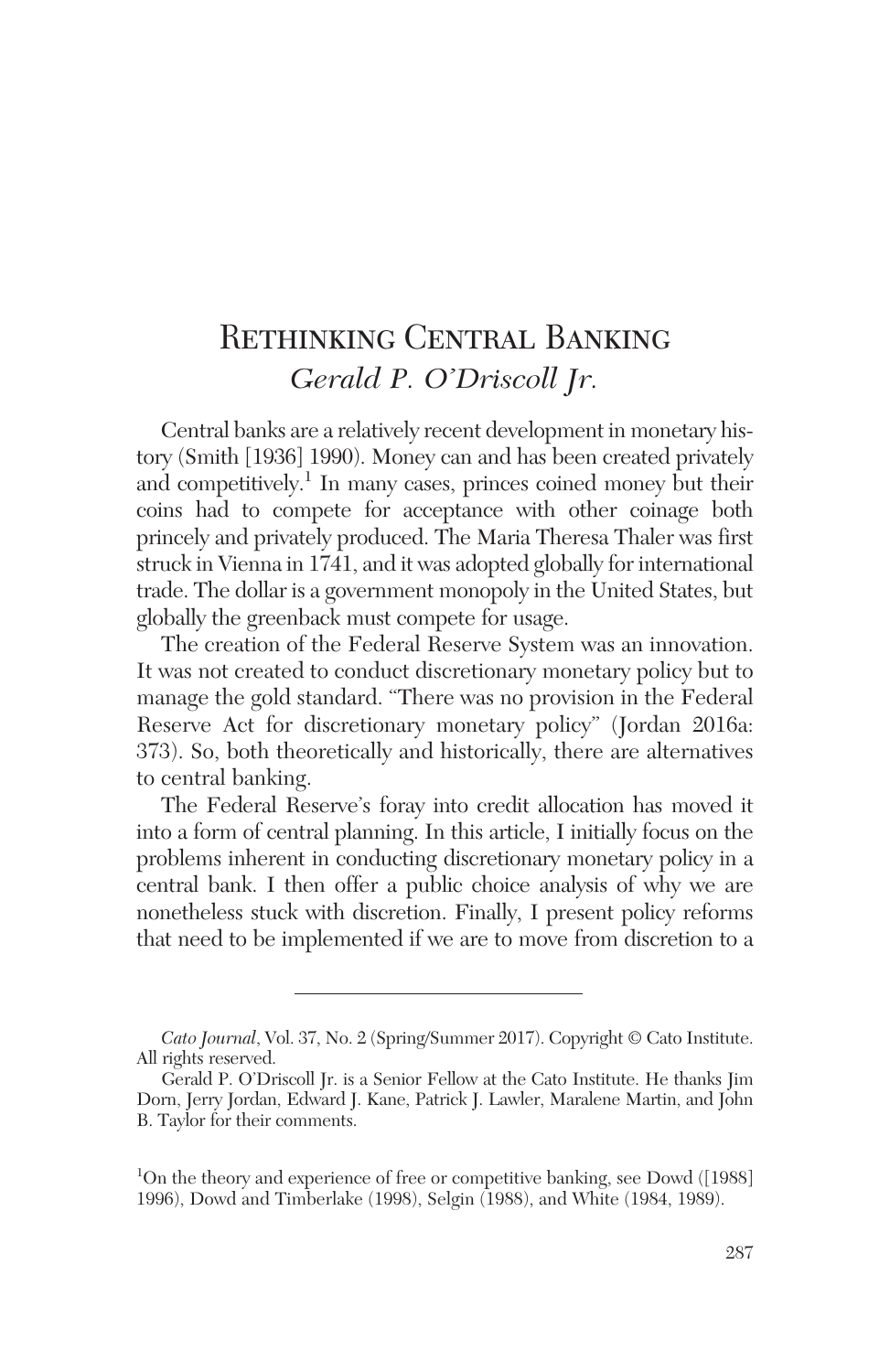# Rethinking Central Banking

*Gerald P. O'Driscoll Jr.*

Central banks are a relatively recent development in monetary history (Smith [1936] 1990). Money can and has been created privately and competitively.[1] In many cases, princes coined money but their coins had to compete for acceptance with other coinage both princely and privately produced. The Maria Theresa Thaler was first struck in Vienna in 1741, and it was adopted globally for international trade. The dollar is a government monopoly in the United States, but globally the greenback must compete for usage.

The creation of the Federal Reserve System was an innovation. It was not created to conduct discretionary monetary policy but to manage the gold standard. "There was no provision in the Federal Reserve Act for discretionary monetary policy" (Jordan 2016a: 373). So, both theoretically and historically, there are alternatives to central banking.

The Federal Reserve's foray into credit allocation has moved it into a form of central planning. In this article, I initially focus on the problems inherent in conducting discretionary monetary policy in a central bank. I then offer a public choice analysis of why we are nonetheless stuck with discretion. Finally, I present policy reforms that need to be implemented if we are to move from discretion to a

---

*Cato Journal*, Vol. 37, No. 2 (Spring/Summer 2017). Copyright © Cato Institute. All rights reserved.

Gerald P. O'Driscoll Jr. is a Senior Fellow at the Cato Institute. He thanks Jim Dorn, Jerry Jordan, Edward J. Kane, Patrick J. Lawler, Maralene Martin, and John B. Taylor for their comments.

[1] On the theory and experience of free or competitive banking, see Dowd ([1988] 1996), Dowd and Timberlake (1998), Selgin (1988), and White (1984, 1989).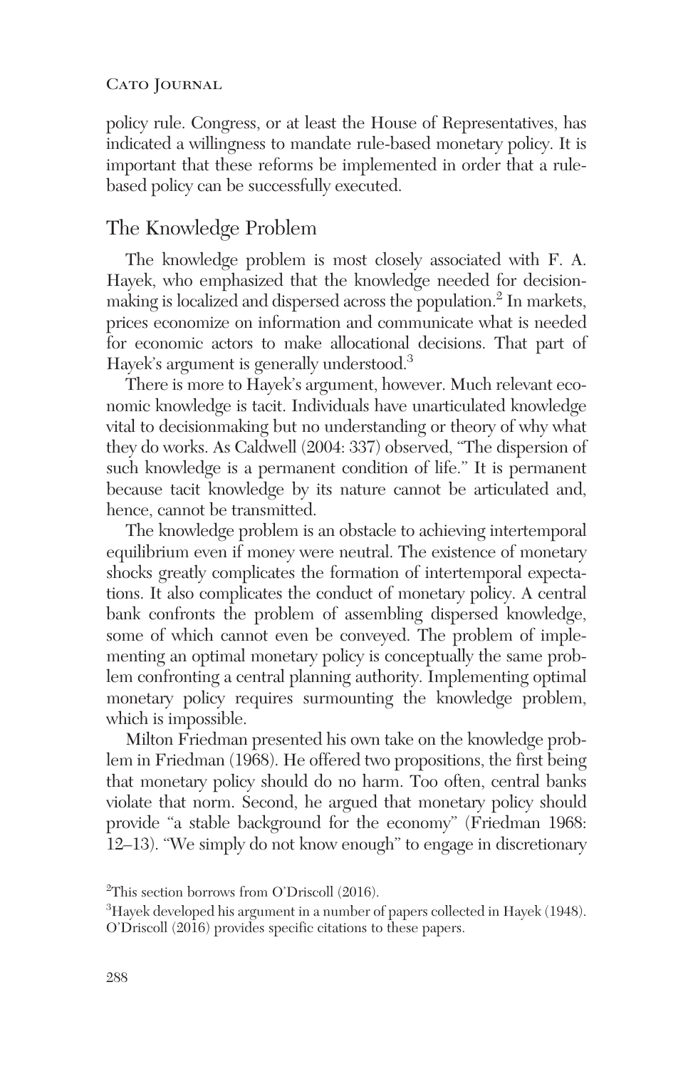policy rule. Congress, or at least the House of Representatives, has indicated a willingness to mandate rule-based monetary policy. It is important that these reforms be implemented in order that a rule-based policy can be successfully executed.

## The Knowledge Problem

The knowledge problem is most closely associated with F. A. Hayek, who emphasized that the knowledge needed for decisionmaking is localized and dispersed across the population.[2] In markets, prices economize on information and communicate what is needed for economic actors to make allocational decisions. That part of Hayek's argument is generally understood.[3]

There is more to Hayek's argument, however. Much relevant economic knowledge is tacit. Individuals have unarticulated knowledge vital to decisionmaking but no understanding or theory of why what they do works. As Caldwell (2004: 337) observed, "The dispersion of such knowledge is a permanent condition of life." It is permanent because tacit knowledge by its nature cannot be articulated and, hence, cannot be transmitted.

The knowledge problem is an obstacle to achieving intertemporal equilibrium even if money were neutral. The existence of monetary shocks greatly complicates the formation of intertemporal expectations. It also complicates the conduct of monetary policy. A central bank confronts the problem of assembling dispersed knowledge, some of which cannot even be conveyed. The problem of implementing an optimal monetary policy is conceptually the same problem confronting a central planning authority. Implementing optimal monetary policy requires surmounting the knowledge problem, which is impossible.

Milton Friedman presented his own take on the knowledge problem in Friedman (1968). He offered two propositions, the first being that monetary policy should do no harm. Too often, central banks violate that norm. Second, he argued that monetary policy should provide "a stable background for the economy" (Friedman 1968: 12–13). "We simply do not know enough" to engage in discretionary

[2] This section borrows from O'Driscoll (2016).

[3] Hayek developed his argument in a number of papers collected in Hayek (1948). O'Driscoll (2016) provides specific citations to these papers.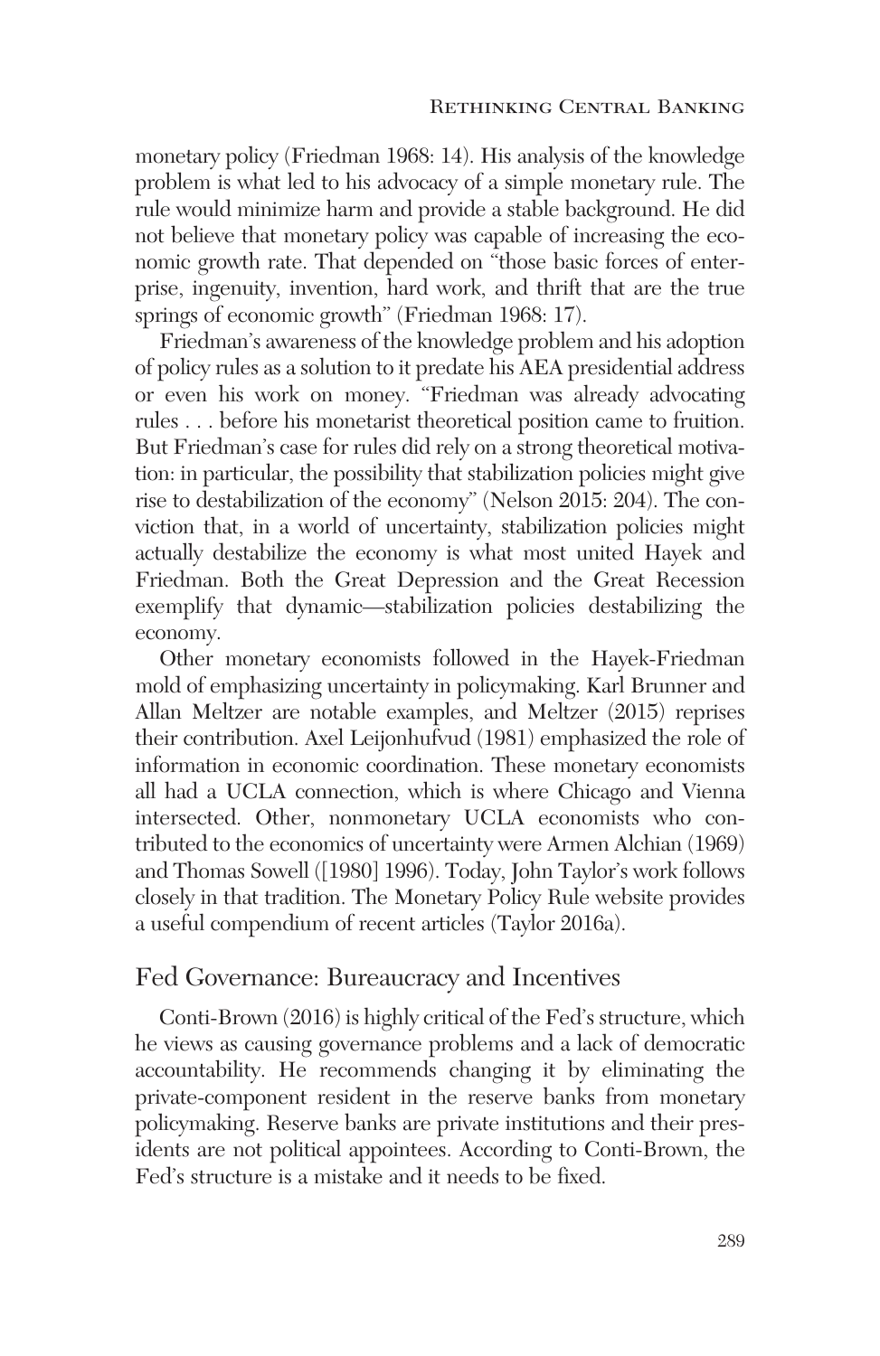monetary policy (Friedman 1968: 14). His analysis of the knowledge problem is what led to his advocacy of a simple monetary rule. The rule would minimize harm and provide a stable background. He did not believe that monetary policy was capable of increasing the economic growth rate. That depended on "those basic forces of enterprise, ingenuity, invention, hard work, and thrift that are the true springs of economic growth" (Friedman 1968: 17).

Friedman's awareness of the knowledge problem and his adoption of policy rules as a solution to it predate his AEA presidential address or even his work on money. "Friedman was already advocating rules . . . before his monetarist theoretical position came to fruition. But Friedman's case for rules did rely on a strong theoretical motivation: in particular, the possibility that stabilization policies might give rise to destabilization of the economy" (Nelson 2015: 204). The conviction that, in a world of uncertainty, stabilization policies might actually destabilize the economy is what most united Hayek and Friedman. Both the Great Depression and the Great Recession exemplify that dynamic—stabilization policies destabilizing the economy.

Other monetary economists followed in the Hayek-Friedman mold of emphasizing uncertainty in policymaking. Karl Brunner and Allan Meltzer are notable examples, and Meltzer (2015) reprises their contribution. Axel Leijonhufvud (1981) emphasized the role of information in economic coordination. These monetary economists all had a UCLA connection, which is where Chicago and Vienna intersected. Other, nonmonetary UCLA economists who contributed to the economics of uncertainty were Armen Alchian (1969) and Thomas Sowell ([1980] 1996). Today, John Taylor's work follows closely in that tradition. The Monetary Policy Rule website provides a useful compendium of recent articles (Taylor 2016a).

## Fed Governance: Bureaucracy and Incentives

Conti-Brown (2016) is highly critical of the Fed's structure, which he views as causing governance problems and a lack of democratic accountability. He recommends changing it by eliminating the private-component resident in the reserve banks from monetary policymaking. Reserve banks are private institutions and their presidents are not political appointees. According to Conti-Brown, the Fed's structure is a mistake and it needs to be fixed.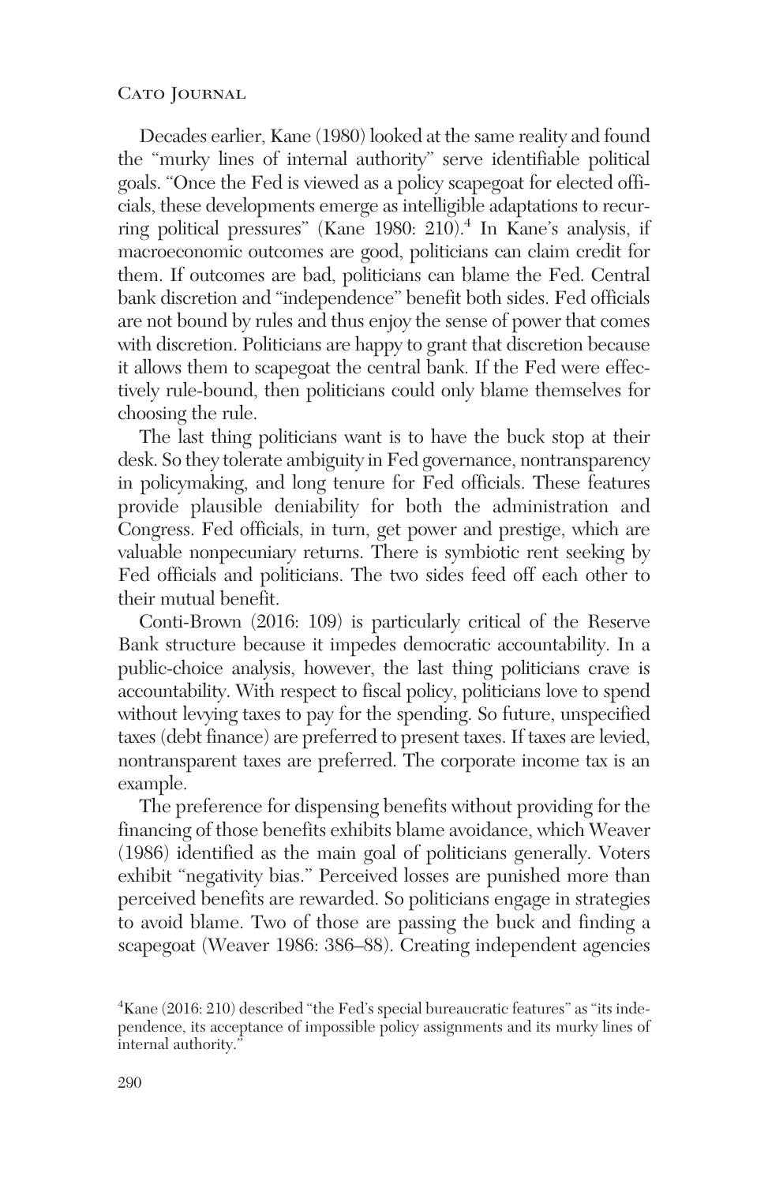Decades earlier, Kane (1980) looked at the same reality and found the "murky lines of internal authority" serve identifiable political goals. "Once the Fed is viewed as a policy scapegoat for elected officials, these developments emerge as intelligible adaptations to recurring political pressures" (Kane 1980: 210).[4] In Kane's analysis, if macroeconomic outcomes are good, politicians can claim credit for them. If outcomes are bad, politicians can blame the Fed. Central bank discretion and "independence" benefit both sides. Fed officials are not bound by rules and thus enjoy the sense of power that comes with discretion. Politicians are happy to grant that discretion because it allows them to scapegoat the central bank. If the Fed were effectively rule-bound, then politicians could only blame themselves for choosing the rule.

The last thing politicians want is to have the buck stop at their desk. So they tolerate ambiguity in Fed governance, nontransparency in policymaking, and long tenure for Fed officials. These features provide plausible deniability for both the administration and Congress. Fed officials, in turn, get power and prestige, which are valuable nonpecuniary returns. There is symbiotic rent seeking by Fed officials and politicians. The two sides feed off each other to their mutual benefit.

Conti-Brown (2016: 109) is particularly critical of the Reserve Bank structure because it impedes democratic accountability. In a public-choice analysis, however, the last thing politicians crave is accountability. With respect to fiscal policy, politicians love to spend without levying taxes to pay for the spending. So future, unspecified taxes (debt finance) are preferred to present taxes. If taxes are levied, nontransparent taxes are preferred. The corporate income tax is an example.

The preference for dispensing benefits without providing for the financing of those benefits exhibits blame avoidance, which Weaver (1986) identified as the main goal of politicians generally. Voters exhibit "negativity bias." Perceived losses are punished more than perceived benefits are rewarded. So politicians engage in strategies to avoid blame. Two of those are passing the buck and finding a scapegoat (Weaver 1986: 386–88). Creating independent agencies

[4] Kane (2016: 210) described "the Fed's special bureaucratic features" as "its independence, its acceptance of impossible policy assignments and its murky lines of internal authority."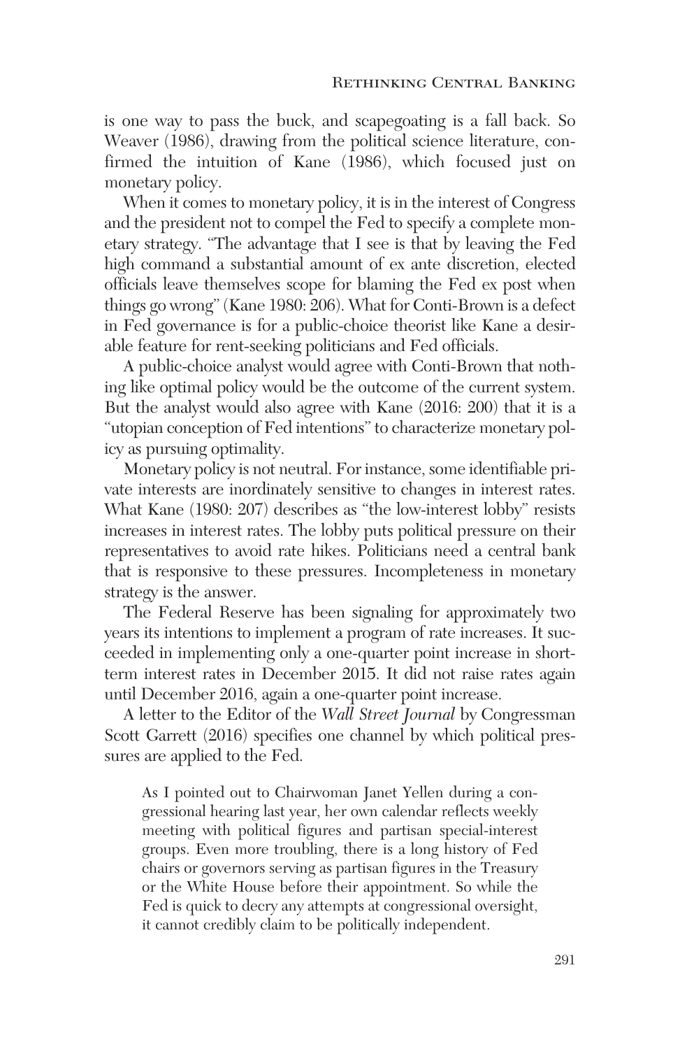is one way to pass the buck, and scapegoating is a fall back. So Weaver (1986), drawing from the political science literature, confirmed the intuition of Kane (1986), which focused just on monetary policy.

When it comes to monetary policy, it is in the interest of Congress and the president not to compel the Fed to specify a complete monetary strategy. "The advantage that I see is that by leaving the Fed high command a substantial amount of ex ante discretion, elected officials leave themselves scope for blaming the Fed ex post when things go wrong" (Kane 1980: 206). What for Conti-Brown is a defect in Fed governance is for a public-choice theorist like Kane a desirable feature for rent-seeking politicians and Fed officials.

A public-choice analyst would agree with Conti-Brown that nothing like optimal policy would be the outcome of the current system. But the analyst would also agree with Kane (2016: 200) that it is a "utopian conception of Fed intentions" to characterize monetary policy as pursuing optimality.

Monetary policy is not neutral. For instance, some identifiable private interests are inordinately sensitive to changes in interest rates. What Kane (1980: 207) describes as "the low-interest lobby" resists increases in interest rates. The lobby puts political pressure on their representatives to avoid rate hikes. Politicians need a central bank that is responsive to these pressures. Incompleteness in monetary strategy is the answer.

The Federal Reserve has been signaling for approximately two years its intentions to implement a program of rate increases. It succeeded in implementing only a one-quarter point increase in short-term interest rates in December 2015. It did not raise rates again until December 2016, again a one-quarter point increase.

A letter to the Editor of the *Wall Street Journal* by Congressman Scott Garrett (2016) specifies one channel by which political pressures are applied to the Fed.

> As I pointed out to Chairwoman Janet Yellen during a congressional hearing last year, her own calendar reflects weekly meeting with political figures and partisan special-interest groups. Even more troubling, there is a long history of Fed chairs or governors serving as partisan figures in the Treasury or the White House before their appointment. So while the Fed is quick to decry any attempts at congressional oversight, it cannot credibly claim to be politically independent.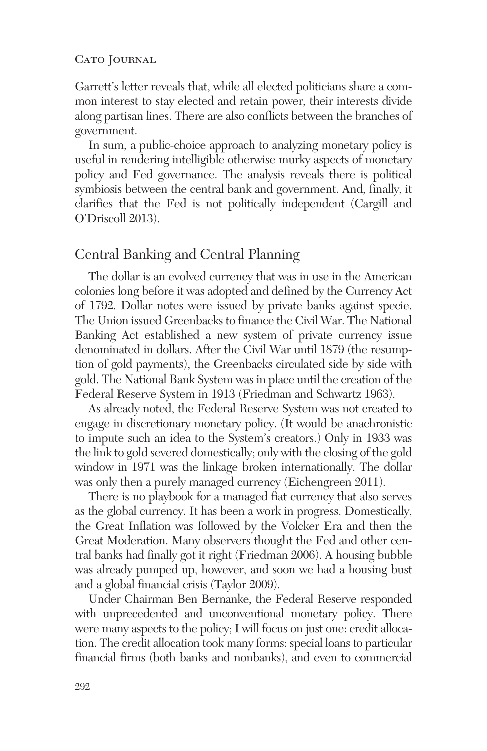Garrett's letter reveals that, while all elected politicians share a common interest to stay elected and retain power, their interests divide along partisan lines. There are also conflicts between the branches of government.

In sum, a public-choice approach to analyzing monetary policy is useful in rendering intelligible otherwise murky aspects of monetary policy and Fed governance. The analysis reveals there is political symbiosis between the central bank and government. And, finally, it clarifies that the Fed is not politically independent (Cargill and O'Driscoll 2013).

## Central Banking and Central Planning

The dollar is an evolved currency that was in use in the American colonies long before it was adopted and defined by the Currency Act of 1792. Dollar notes were issued by private banks against specie. The Union issued Greenbacks to finance the Civil War. The National Banking Act established a new system of private currency issue denominated in dollars. After the Civil War until 1879 (the resumption of gold payments), the Greenbacks circulated side by side with gold. The National Bank System was in place until the creation of the Federal Reserve System in 1913 (Friedman and Schwartz 1963).

As already noted, the Federal Reserve System was not created to engage in discretionary monetary policy. (It would be anachronistic to impute such an idea to the System's creators.) Only in 1933 was the link to gold severed domestically; only with the closing of the gold window in 1971 was the linkage broken internationally. The dollar was only then a purely managed currency (Eichengreen 2011).

There is no playbook for a managed fiat currency that also serves as the global currency. It has been a work in progress. Domestically, the Great Inflation was followed by the Volcker Era and then the Great Moderation. Many observers thought the Fed and other central banks had finally got it right (Friedman 2006). A housing bubble was already pumped up, however, and soon we had a housing bust and a global financial crisis (Taylor 2009).

Under Chairman Ben Bernanke, the Federal Reserve responded with unprecedented and unconventional monetary policy. There were many aspects to the policy; I will focus on just one: credit allocation. The credit allocation took many forms: special loans to particular financial firms (both banks and nonbanks), and even to commercial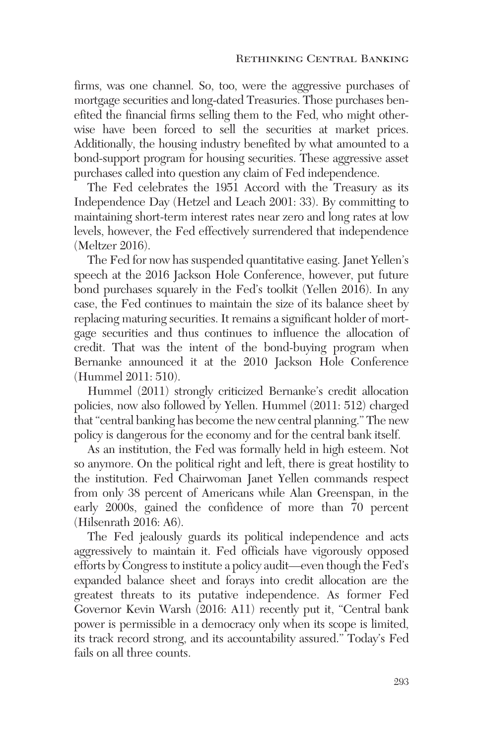firms, was one channel. So, too, were the aggressive purchases of mortgage securities and long-dated Treasuries. Those purchases benefited the financial firms selling them to the Fed, who might otherwise have been forced to sell the securities at market prices. Additionally, the housing industry benefited by what amounted to a bond-support program for housing securities. These aggressive asset purchases called into question any claim of Fed independence.

The Fed celebrates the 1951 Accord with the Treasury as its Independence Day (Hetzel and Leach 2001: 33). By committing to maintaining short-term interest rates near zero and long rates at low levels, however, the Fed effectively surrendered that independence (Meltzer 2016).

The Fed for now has suspended quantitative easing. Janet Yellen's speech at the 2016 Jackson Hole Conference, however, put future bond purchases squarely in the Fed's toolkit (Yellen 2016). In any case, the Fed continues to maintain the size of its balance sheet by replacing maturing securities. It remains a significant holder of mortgage securities and thus continues to influence the allocation of credit. That was the intent of the bond-buying program when Bernanke announced it at the 2010 Jackson Hole Conference (Hummel 2011: 510).

Hummel (2011) strongly criticized Bernanke's credit allocation policies, now also followed by Yellen. Hummel (2011: 512) charged that "central banking has become the new central planning." The new policy is dangerous for the economy and for the central bank itself.

As an institution, the Fed was formally held in high esteem. Not so anymore. On the political right and left, there is great hostility to the institution. Fed Chairwoman Janet Yellen commands respect from only 38 percent of Americans while Alan Greenspan, in the early 2000s, gained the confidence of more than 70 percent (Hilsenrath 2016: A6).

The Fed jealously guards its political independence and acts aggressively to maintain it. Fed officials have vigorously opposed efforts by Congress to institute a policy audit—even though the Fed's expanded balance sheet and forays into credit allocation are the greatest threats to its putative independence. As former Fed Governor Kevin Warsh (2016: A11) recently put it, "Central bank power is permissible in a democracy only when its scope is limited, its track record strong, and its accountability assured." Today's Fed fails on all three counts.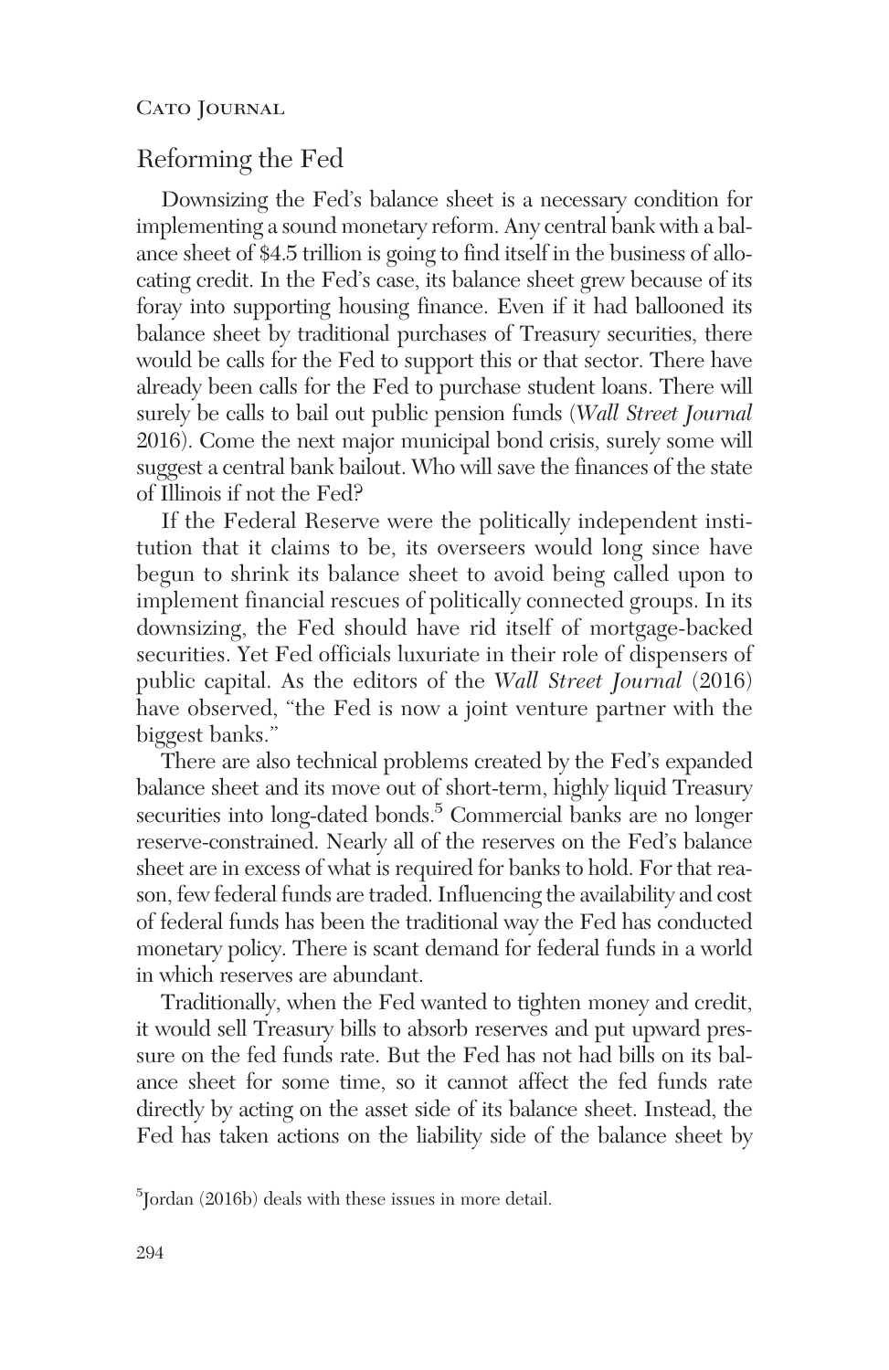## Reforming the Fed

Downsizing the Fed's balance sheet is a necessary condition for implementing a sound monetary reform. Any central bank with a balance sheet of $4.5 trillion is going to find itself in the business of allocating credit. In the Fed's case, its balance sheet grew because of its foray into supporting housing finance. Even if it had ballooned its balance sheet by traditional purchases of Treasury securities, there would be calls for the Fed to support this or that sector. There have already been calls for the Fed to purchase student loans. There will surely be calls to bail out public pension funds (*Wall Street Journal* 2016). Come the next major municipal bond crisis, surely some will suggest a central bank bailout. Who will save the finances of the state of Illinois if not the Fed?

If the Federal Reserve were the politically independent institution that it claims to be, its overseers would long since have begun to shrink its balance sheet to avoid being called upon to implement financial rescues of politically connected groups. In its downsizing, the Fed should have rid itself of mortgage-backed securities. Yet Fed officials luxuriate in their role of dispensers of public capital. As the editors of the *Wall Street Journal* (2016) have observed, "the Fed is now a joint venture partner with the biggest banks."

There are also technical problems created by the Fed's expanded balance sheet and its move out of short-term, highly liquid Treasury securities into long-dated bonds.[5] Commercial banks are no longer reserve-constrained. Nearly all of the reserves on the Fed's balance sheet are in excess of what is required for banks to hold. For that reason, few federal funds are traded. Influencing the availability and cost of federal funds has been the traditional way the Fed has conducted monetary policy. There is scant demand for federal funds in a world in which reserves are abundant.

Traditionally, when the Fed wanted to tighten money and credit, it would sell Treasury bills to absorb reserves and put upward pressure on the fed funds rate. But the Fed has not had bills on its balance sheet for some time, so it cannot affect the fed funds rate directly by acting on the asset side of its balance sheet. Instead, the Fed has taken actions on the liability side of the balance sheet by

[5] Jordan (2016b) deals with these issues in more detail.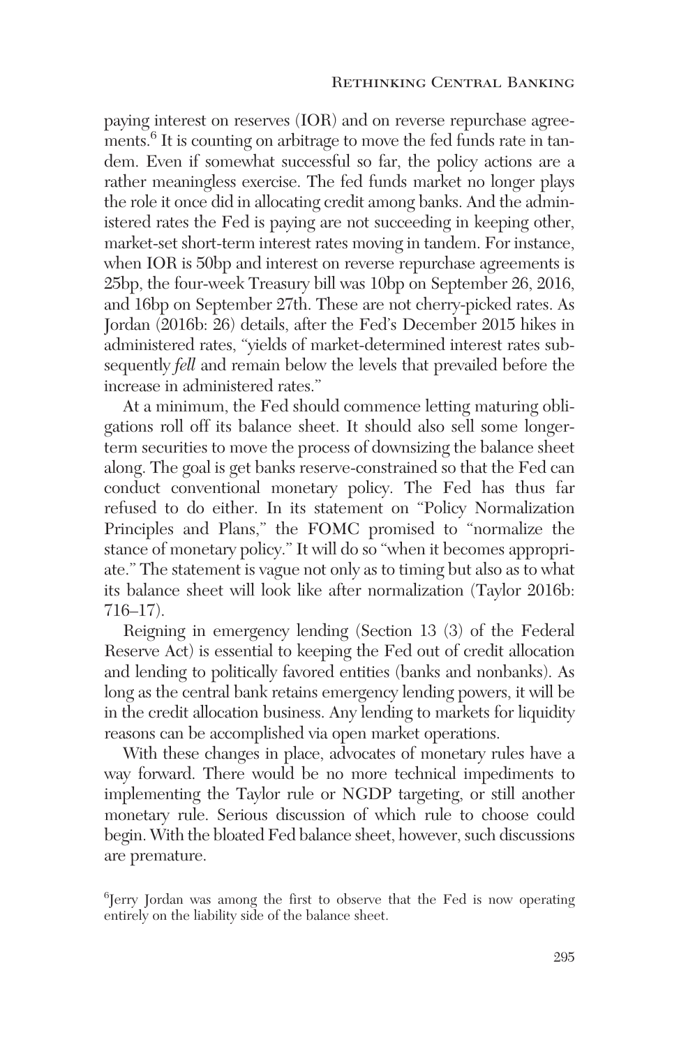paying interest on reserves (IOR) and on reverse repurchase agreements.[6] It is counting on arbitrage to move the fed funds rate in tandem. Even if somewhat successful so far, the policy actions are a rather meaningless exercise. The fed funds market no longer plays the role it once did in allocating credit among banks. And the administered rates the Fed is paying are not succeeding in keeping other, market-set short-term interest rates moving in tandem. For instance, when IOR is 50bp and interest on reverse repurchase agreements is 25bp, the four-week Treasury bill was 10bp on September 26, 2016, and 16bp on September 27th. These are not cherry-picked rates. As Jordan (2016b: 26) details, after the Fed's December 2015 hikes in administered rates, "yields of market-determined interest rates subsequently *fell* and remain below the levels that prevailed before the increase in administered rates."

At a minimum, the Fed should commence letting maturing obligations roll off its balance sheet. It should also sell some longer-term securities to move the process of downsizing the balance sheet along. The goal is get banks reserve-constrained so that the Fed can conduct conventional monetary policy. The Fed has thus far refused to do either. In its statement on "Policy Normalization Principles and Plans," the FOMC promised to "normalize the stance of monetary policy." It will do so "when it becomes appropriate." The statement is vague not only as to timing but also as to what its balance sheet will look like after normalization (Taylor 2016b: 716–17).

Reigning in emergency lending (Section 13 (3) of the Federal Reserve Act) is essential to keeping the Fed out of credit allocation and lending to politically favored entities (banks and nonbanks). As long as the central bank retains emergency lending powers, it will be in the credit allocation business. Any lending to markets for liquidity reasons can be accomplished via open market operations.

With these changes in place, advocates of monetary rules have a way forward. There would be no more technical impediments to implementing the Taylor rule or NGDP targeting, or still another monetary rule. Serious discussion of which rule to choose could begin. With the bloated Fed balance sheet, however, such discussions are premature.

[6]Jerry Jordan was among the first to observe that the Fed is now operating entirely on the liability side of the balance sheet.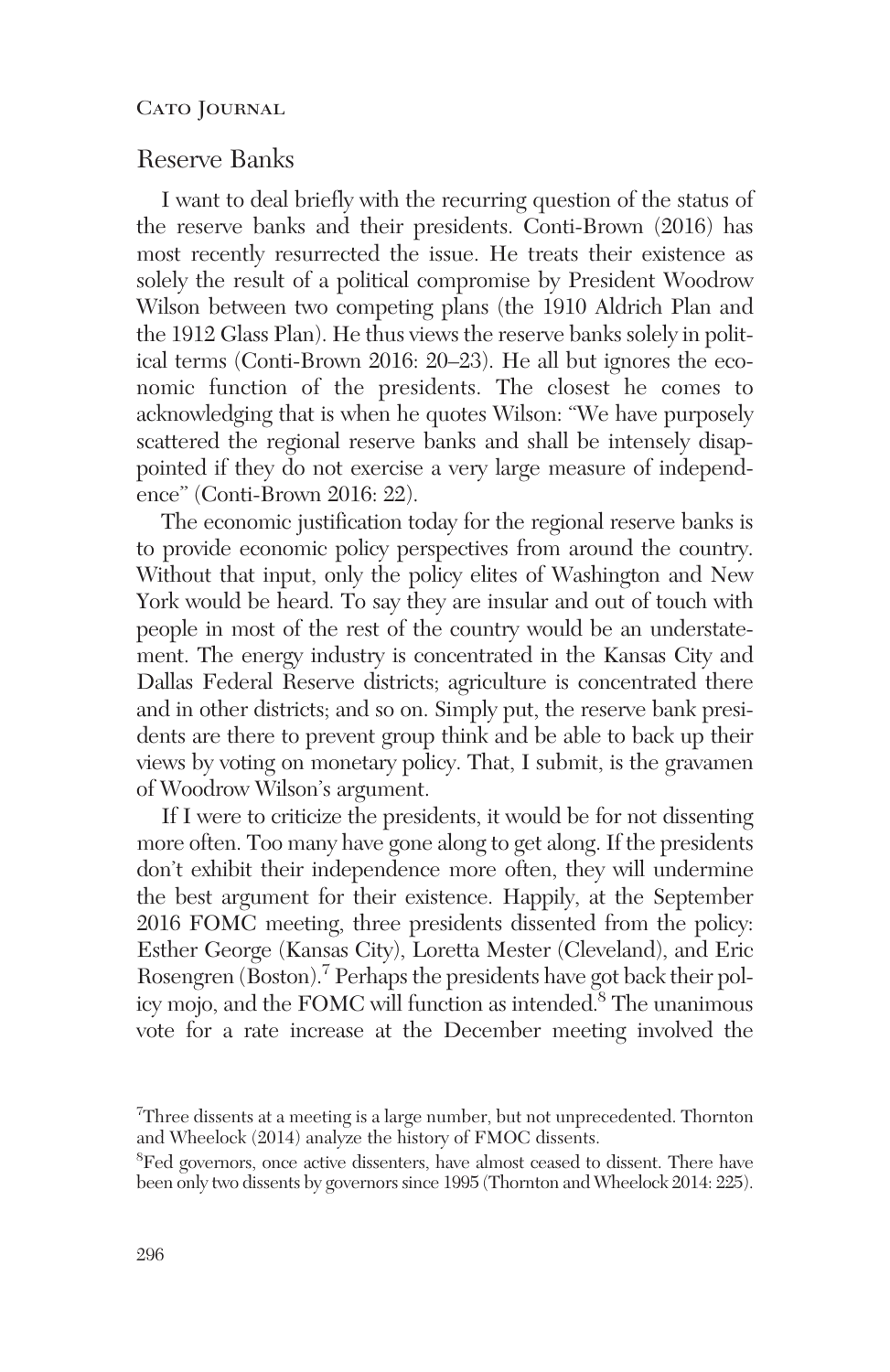## Reserve Banks

I want to deal briefly with the recurring question of the status of the reserve banks and their presidents. Conti-Brown (2016) has most recently resurrected the issue. He treats their existence as solely the result of a political compromise by President Woodrow Wilson between two competing plans (the 1910 Aldrich Plan and the 1912 Glass Plan). He thus views the reserve banks solely in political terms (Conti-Brown 2016: 20–23). He all but ignores the economic function of the presidents. The closest he comes to acknowledging that is when he quotes Wilson: "We have purposely scattered the regional reserve banks and shall be intensely disappointed if they do not exercise a very large measure of independence" (Conti-Brown 2016: 22).

The economic justification today for the regional reserve banks is to provide economic policy perspectives from around the country. Without that input, only the policy elites of Washington and New York would be heard. To say they are insular and out of touch with people in most of the rest of the country would be an understatement. The energy industry is concentrated in the Kansas City and Dallas Federal Reserve districts; agriculture is concentrated there and in other districts; and so on. Simply put, the reserve bank presidents are there to prevent group think and be able to back up their views by voting on monetary policy. That, I submit, is the gravamen of Woodrow Wilson's argument.

If I were to criticize the presidents, it would be for not dissenting more often. Too many have gone along to get along. If the presidents don't exhibit their independence more often, they will undermine the best argument for their existence. Happily, at the September 2016 FOMC meeting, three presidents dissented from the policy: Esther George (Kansas City), Loretta Mester (Cleveland), and Eric Rosengren (Boston).[7] Perhaps the presidents have got back their policy mojo, and the FOMC will function as intended.[8] The unanimous vote for a rate increase at the December meeting involved the

[7]Three dissents at a meeting is a large number, but not unprecedented. Thornton and Wheelock (2014) analyze the history of FMOC dissents.

[8]Fed governors, once active dissenters, have almost ceased to dissent. There have been only two dissents by governors since 1995 (Thornton and Wheelock 2014: 225).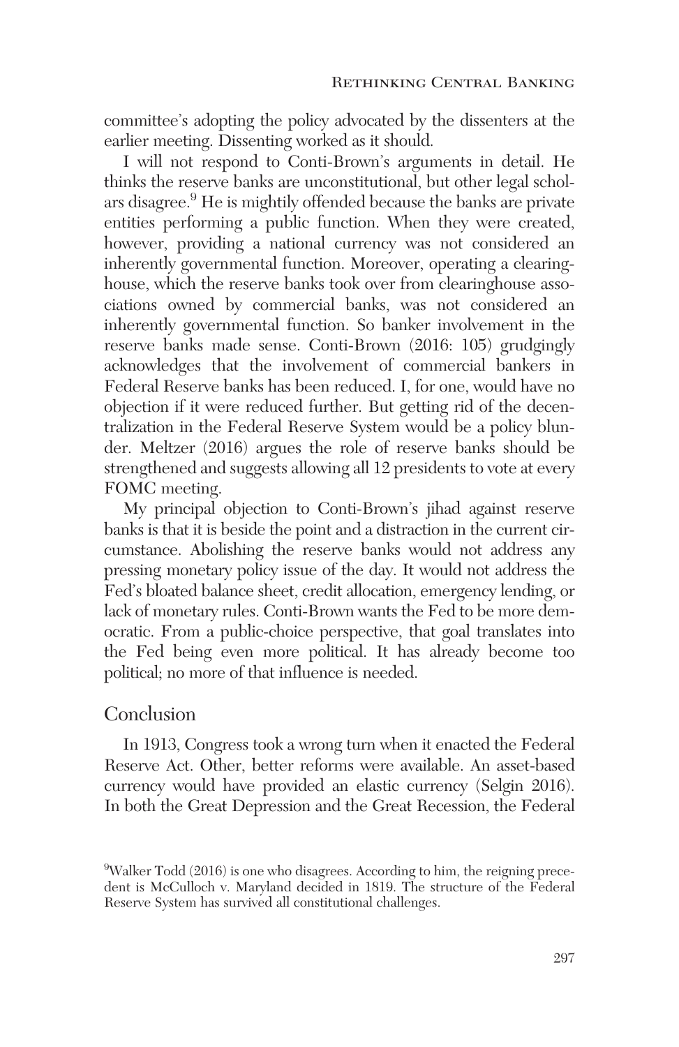committee's adopting the policy advocated by the dissenters at the earlier meeting. Dissenting worked as it should.

I will not respond to Conti-Brown's arguments in detail. He thinks the reserve banks are unconstitutional, but other legal scholars disagree.[9] He is mightily offended because the banks are private entities performing a public function. When they were created, however, providing a national currency was not considered an inherently governmental function. Moreover, operating a clearinghouse, which the reserve banks took over from clearinghouse associations owned by commercial banks, was not considered an inherently governmental function. So banker involvement in the reserve banks made sense. Conti-Brown (2016: 105) grudgingly acknowledges that the involvement of commercial bankers in Federal Reserve banks has been reduced. I, for one, would have no objection if it were reduced further. But getting rid of the decentralization in the Federal Reserve System would be a policy blunder. Meltzer (2016) argues the role of reserve banks should be strengthened and suggests allowing all 12 presidents to vote at every FOMC meeting.

My principal objection to Conti-Brown's jihad against reserve banks is that it is beside the point and a distraction in the current circumstance. Abolishing the reserve banks would not address any pressing monetary policy issue of the day. It would not address the Fed's bloated balance sheet, credit allocation, emergency lending, or lack of monetary rules. Conti-Brown wants the Fed to be more democratic. From a public-choice perspective, that goal translates into the Fed being even more political. It has already become too political; no more of that influence is needed.

## Conclusion

In 1913, Congress took a wrong turn when it enacted the Federal Reserve Act. Other, better reforms were available. An asset-based currency would have provided an elastic currency (Selgin 2016). In both the Great Depression and the Great Recession, the Federal

[9] Walker Todd (2016) is one who disagrees. According to him, the reigning precedent is McCulloch v. Maryland decided in 1819. The structure of the Federal Reserve System has survived all constitutional challenges.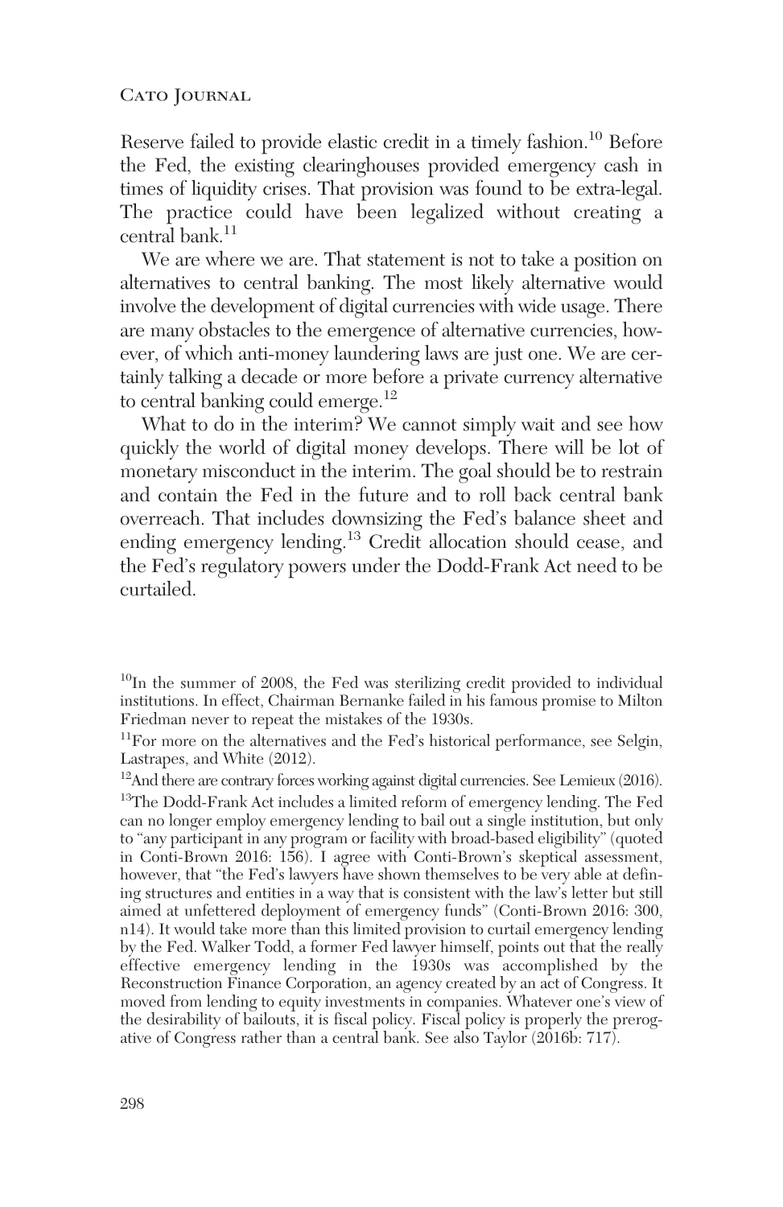Reserve failed to provide elastic credit in a timely fashion.[10] Before the Fed, the existing clearinghouses provided emergency cash in times of liquidity crises. That provision was found to be extra-legal. The practice could have been legalized without creating a central bank.[11]

We are where we are. That statement is not to take a position on alternatives to central banking. The most likely alternative would involve the development of digital currencies with wide usage. There are many obstacles to the emergence of alternative currencies, however, of which anti-money laundering laws are just one. We are certainly talking a decade or more before a private currency alternative to central banking could emerge.[12]

What to do in the interim? We cannot simply wait and see how quickly the world of digital money develops. There will be lot of monetary misconduct in the interim. The goal should be to restrain and contain the Fed in the future and to roll back central bank overreach. That includes downsizing the Fed's balance sheet and ending emergency lending.[13] Credit allocation should cease, and the Fed's regulatory powers under the Dodd-Frank Act need to be curtailed.

---

[10]In the summer of 2008, the Fed was sterilizing credit provided to individual institutions. In effect, Chairman Bernanke failed in his famous promise to Milton Friedman never to repeat the mistakes of the 1930s.

[11]For more on the alternatives and the Fed's historical performance, see Selgin, Lastrapes, and White (2012).

[12]And there are contrary forces working against digital currencies. See Lemieux (2016).

[13]The Dodd-Frank Act includes a limited reform of emergency lending. The Fed can no longer employ emergency lending to bail out a single institution, but only to "any participant in any program or facility with broad-based eligibility" (quoted in Conti-Brown 2016: 156). I agree with Conti-Brown's skeptical assessment, however, that "the Fed's lawyers have shown themselves to be very able at defining structures and entities in a way that is consistent with the law's letter but still aimed at unfettered deployment of emergency funds" (Conti-Brown 2016: 300, n14). It would take more than this limited provision to curtail emergency lending by the Fed. Walker Todd, a former Fed lawyer himself, points out that the really effective emergency lending in the 1930s was accomplished by the Reconstruction Finance Corporation, an agency created by an act of Congress. It moved from lending to equity investments in companies. Whatever one's view of the desirability of bailouts, it is fiscal policy. Fiscal policy is properly the prerogative of Congress rather than a central bank. See also Taylor (2016b: 717).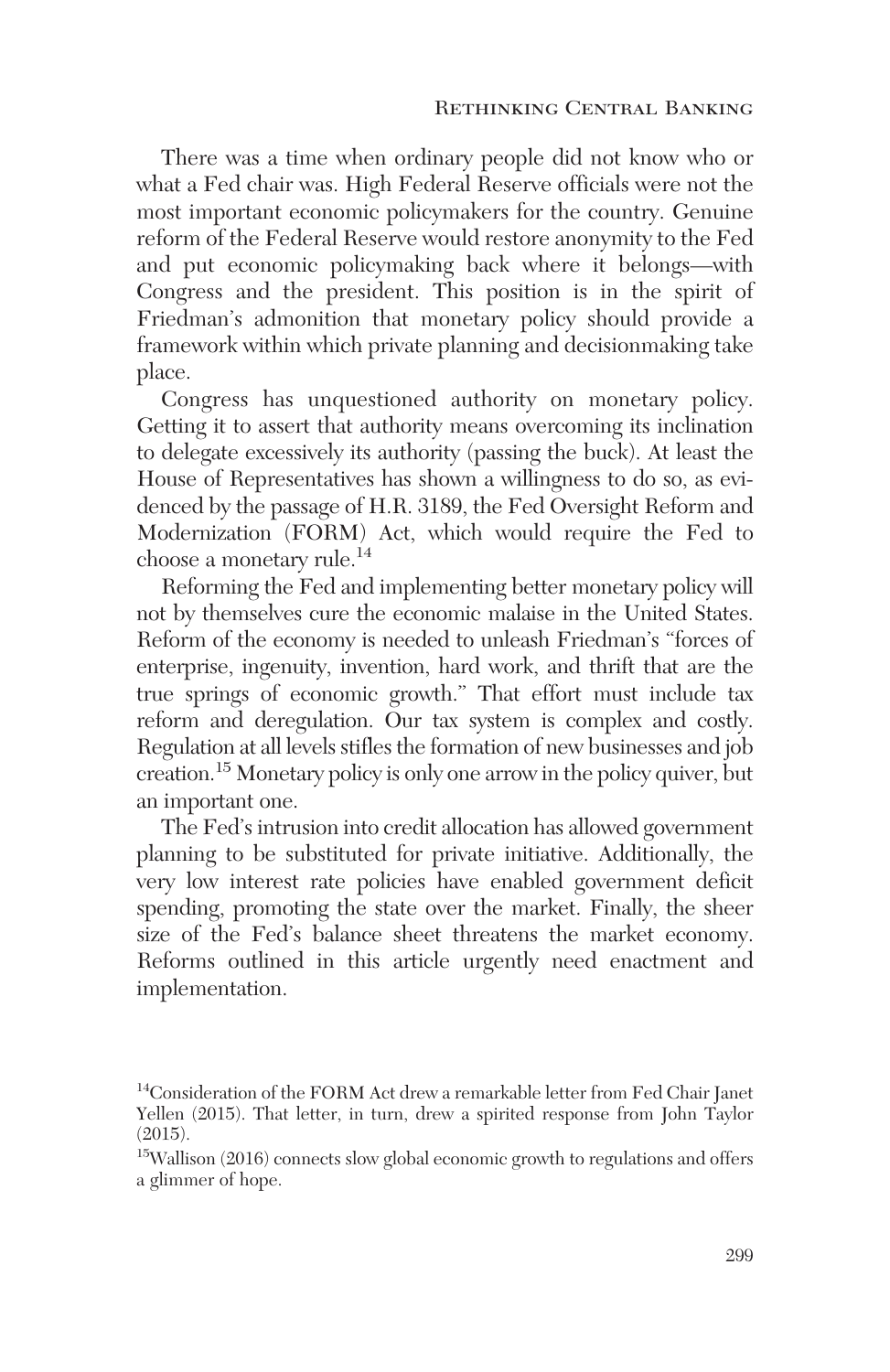There was a time when ordinary people did not know who or what a Fed chair was. High Federal Reserve officials were not the most important economic policymakers for the country. Genuine reform of the Federal Reserve would restore anonymity to the Fed and put economic policymaking back where it belongs—with Congress and the president. This position is in the spirit of Friedman's admonition that monetary policy should provide a framework within which private planning and decisionmaking take place.

Congress has unquestioned authority on monetary policy. Getting it to assert that authority means overcoming its inclination to delegate excessively its authority (passing the buck). At least the House of Representatives has shown a willingness to do so, as evidenced by the passage of H.R. 3189, the Fed Oversight Reform and Modernization (FORM) Act, which would require the Fed to choose a monetary rule.[14]

Reforming the Fed and implementing better monetary policy will not by themselves cure the economic malaise in the United States. Reform of the economy is needed to unleash Friedman's "forces of enterprise, ingenuity, invention, hard work, and thrift that are the true springs of economic growth." That effort must include tax reform and deregulation. Our tax system is complex and costly. Regulation at all levels stifles the formation of new businesses and job creation.[15] Monetary policy is only one arrow in the policy quiver, but an important one.

The Fed's intrusion into credit allocation has allowed government planning to be substituted for private initiative. Additionally, the very low interest rate policies have enabled government deficit spending, promoting the state over the market. Finally, the sheer size of the Fed's balance sheet threatens the market economy. Reforms outlined in this article urgently need enactment and implementation.

---

[14]Consideration of the FORM Act drew a remarkable letter from Fed Chair Janet Yellen (2015). That letter, in turn, drew a spirited response from John Taylor (2015).

[15]Wallison (2016) connects slow global economic growth to regulations and offers a glimmer of hope.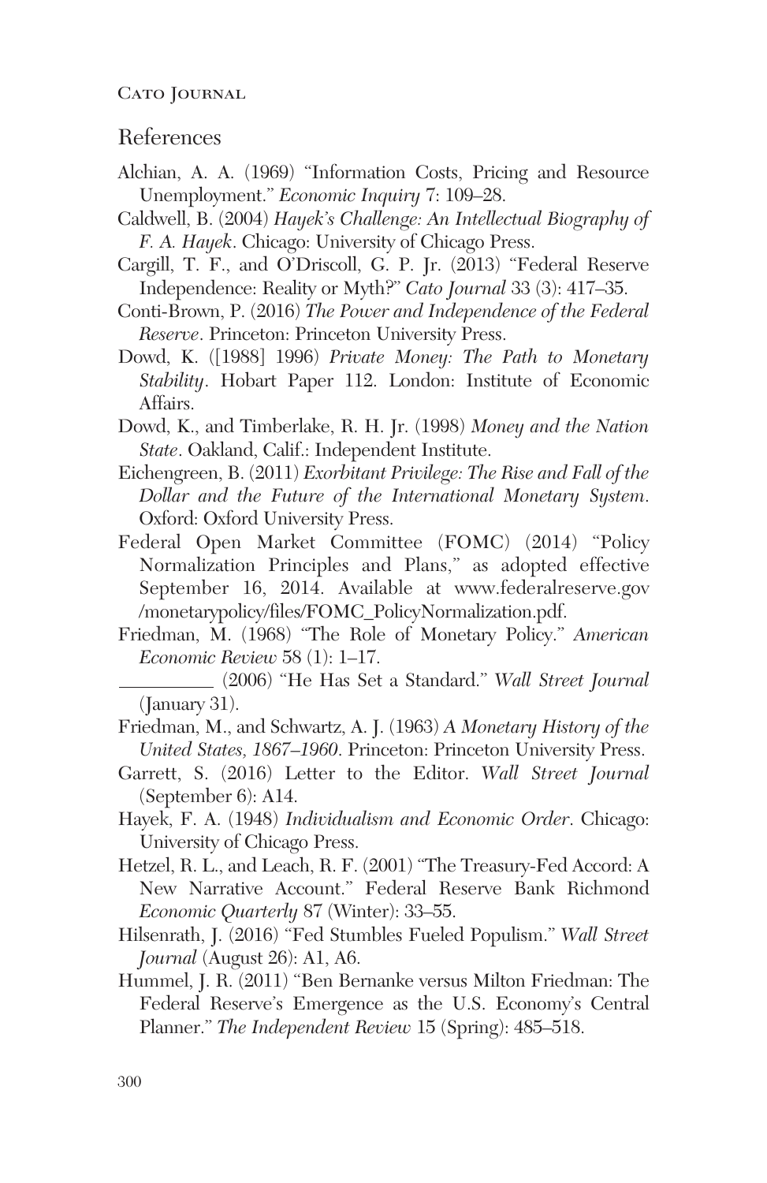## References

Alchian, A. A. (1969) "Information Costs, Pricing and Resource Unemployment." *Economic Inquiry* 7: 109–28.

Caldwell, B. (2004) *Hayek's Challenge: An Intellectual Biography of F. A. Hayek*. Chicago: University of Chicago Press.

Cargill, T. F., and O'Driscoll, G. P. Jr. (2013) "Federal Reserve Independence: Reality or Myth?" *Cato Journal* 33 (3): 417–35.

Conti-Brown, P. (2016) *The Power and Independence of the Federal Reserve*. Princeton: Princeton University Press.

Dowd, K. ([1988] 1996) *Private Money: The Path to Monetary Stability*. Hobart Paper 112. London: Institute of Economic Affairs.

Dowd, K., and Timberlake, R. H. Jr. (1998) *Money and the Nation State*. Oakland, Calif.: Independent Institute.

Eichengreen, B. (2011) *Exorbitant Privilege: The Rise and Fall of the Dollar and the Future of the International Monetary System*. Oxford: Oxford University Press.

Federal Open Market Committee (FOMC) (2014) "Policy Normalization Principles and Plans," as adopted effective September 16, 2014. Available at www.federalreserve.gov/monetarypolicy/files/FOMC_PolicyNormalization.pdf.

Friedman, M. (1968) "The Role of Monetary Policy." *American Economic Review* 58 (1): 1–17.

__________ (2006) "He Has Set a Standard." *Wall Street Journal* (January 31).

Friedman, M., and Schwartz, A. J. (1963) *A Monetary History of the United States, 1867–1960*. Princeton: Princeton University Press.

Garrett, S. (2016) Letter to the Editor. *Wall Street Journal* (September 6): A14.

Hayek, F. A. (1948) *Individualism and Economic Order*. Chicago: University of Chicago Press.

Hetzel, R. L., and Leach, R. F. (2001) "The Treasury-Fed Accord: A New Narrative Account." Federal Reserve Bank Richmond *Economic Quarterly* 87 (Winter): 33–55.

Hilsenrath, J. (2016) "Fed Stumbles Fueled Populism." *Wall Street Journal* (August 26): A1, A6.

Hummel, J. R. (2011) "Ben Bernanke versus Milton Friedman: The Federal Reserve's Emergence as the U.S. Economy's Central Planner." *The Independent Review* 15 (Spring): 485–518.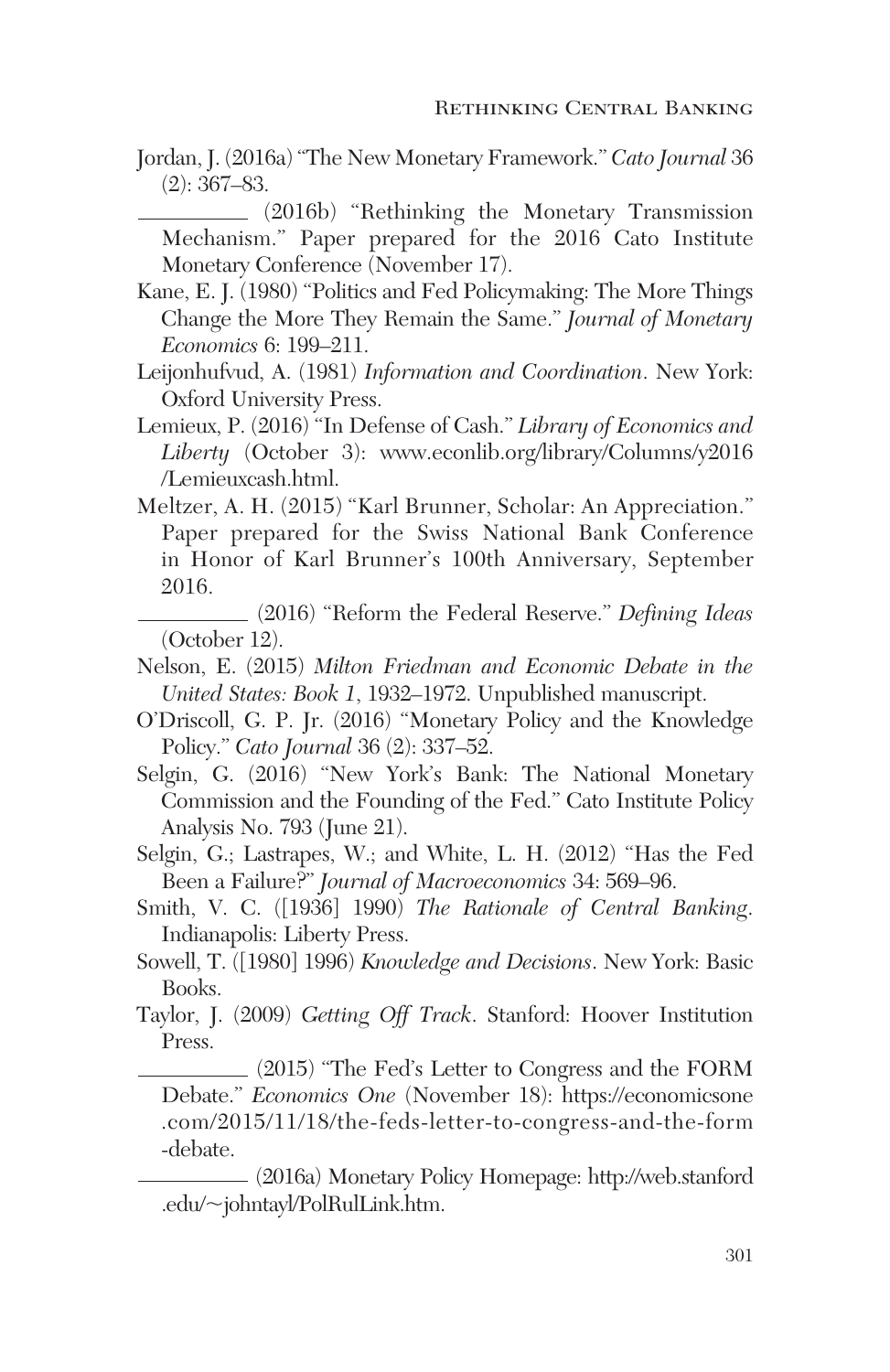Jordan, J. (2016a) "The New Monetary Framework." *Cato Journal* 36 (2): 367–83.

__________ (2016b) "Rethinking the Monetary Transmission Mechanism." Paper prepared for the 2016 Cato Institute Monetary Conference (November 17).

Kane, E. J. (1980) "Politics and Fed Policymaking: The More Things Change the More They Remain the Same." *Journal of Monetary Economics* 6: 199–211.

Leijonhufvud, A. (1981) *Information and Coordination*. New York: Oxford University Press.

Lemieux, P. (2016) "In Defense of Cash." *Library of Economics and Liberty* (October 3): www.econlib.org/library/Columns/y2016/Lemieuxcash.html.

Meltzer, A. H. (2015) "Karl Brunner, Scholar: An Appreciation." Paper prepared for the Swiss National Bank Conference in Honor of Karl Brunner's 100th Anniversary, September 2016.

__________ (2016) "Reform the Federal Reserve." *Defining Ideas* (October 12).

Nelson, E. (2015) *Milton Friedman and Economic Debate in the United States: Book 1*, 1932–1972. Unpublished manuscript.

O'Driscoll, G. P. Jr. (2016) "Monetary Policy and the Knowledge Policy." *Cato Journal* 36 (2): 337–52.

Selgin, G. (2016) "New York's Bank: The National Monetary Commission and the Founding of the Fed." Cato Institute Policy Analysis No. 793 (June 21).

Selgin, G.; Lastrapes, W.; and White, L. H. (2012) "Has the Fed Been a Failure?" *Journal of Macroeconomics* 34: 569–96.

Smith, V. C. ([1936] 1990) *The Rationale of Central Banking*. Indianapolis: Liberty Press.

Sowell, T. ([1980] 1996) *Knowledge and Decisions*. New York: Basic Books.

Taylor, J. (2009) *Getting Off Track*. Stanford: Hoover Institution Press.

__________ (2015) "The Fed's Letter to Congress and the FORM Debate." *Economics One* (November 18): https://economicsone.com/2015/11/18/the-feds-letter-to-congress-and-the-form-debate.

__________ (2016a) Monetary Policy Homepage: http://web.stanford.edu/~johntayl/PolRulLink.htm.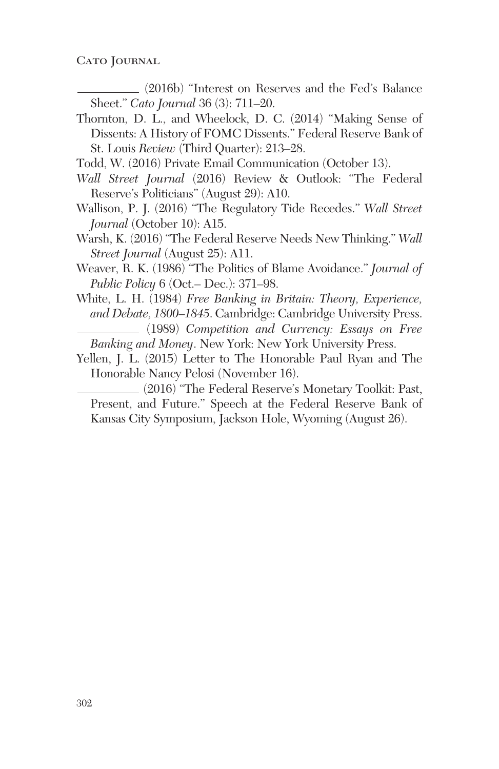__________ (2016b) "Interest on Reserves and the Fed's Balance Sheet." *Cato Journal* 36 (3): 711–20.

Thornton, D. L., and Wheelock, D. C. (2014) "Making Sense of Dissents: A History of FOMC Dissents." Federal Reserve Bank of St. Louis *Review* (Third Quarter): 213–28.

Todd, W. (2016) Private Email Communication (October 13).

*Wall Street Journal* (2016) Review & Outlook: "The Federal Reserve's Politicians" (August 29): A10.

Wallison, P. J. (2016) "The Regulatory Tide Recedes." *Wall Street Journal* (October 10): A15.

Warsh, K. (2016) "The Federal Reserve Needs New Thinking." *Wall Street Journal* (August 25): A11.

Weaver, R. K. (1986) "The Politics of Blame Avoidance." *Journal of Public Policy* 6 (Oct.– Dec.): 371–98.

White, L. H. (1984) *Free Banking in Britain: Theory, Experience, and Debate, 1800–1845*. Cambridge: Cambridge University Press.

__________ (1989) *Competition and Currency: Essays on Free Banking and Money*. New York: New York University Press.

Yellen, J. L. (2015) Letter to The Honorable Paul Ryan and The Honorable Nancy Pelosi (November 16).

__________ (2016) "The Federal Reserve's Monetary Toolkit: Past, Present, and Future." Speech at the Federal Reserve Bank of Kansas City Symposium, Jackson Hole, Wyoming (August 26).